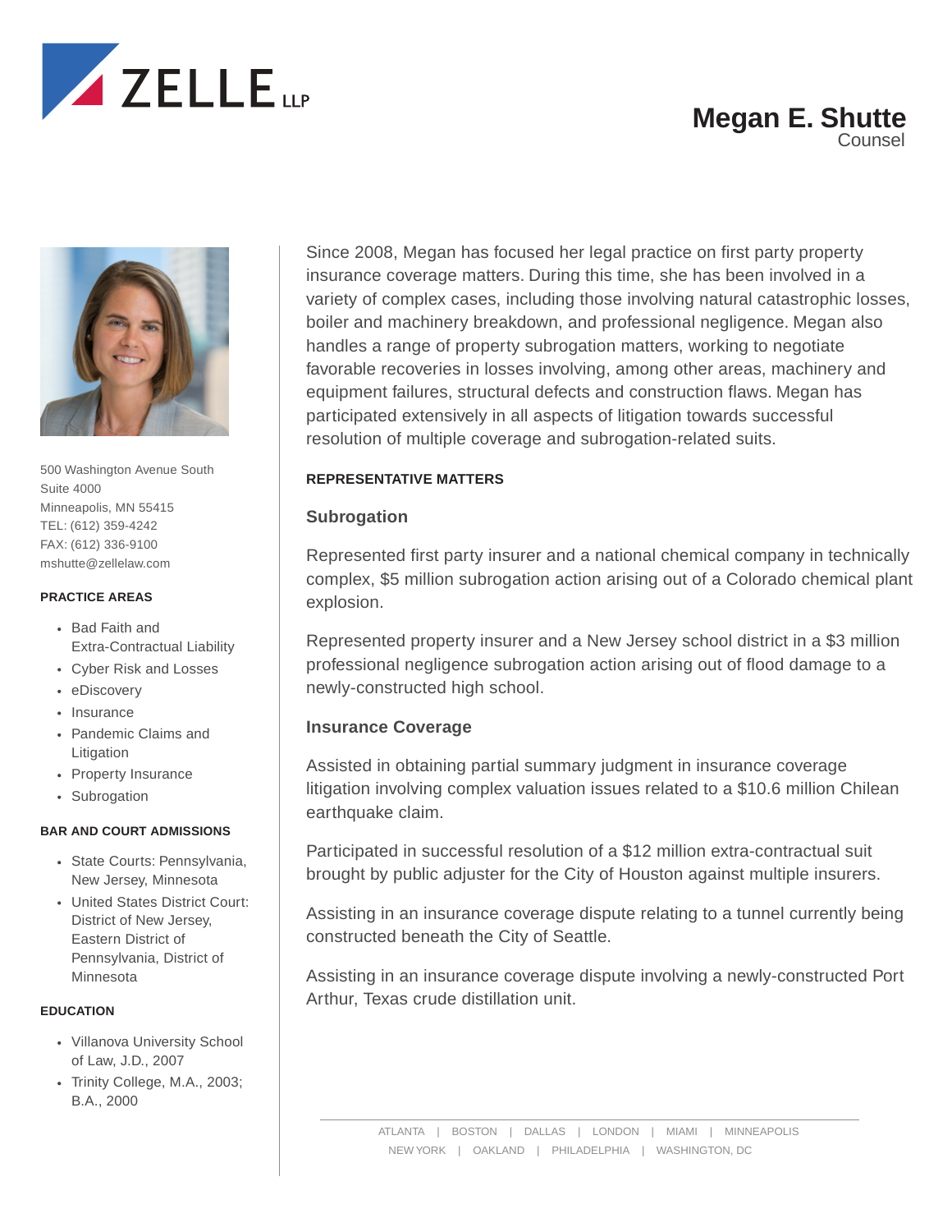# Megan E. Shutte

Counsel

500 Washington Avenue South
Suite 4000
Minneapolis, MN 55415
TEL: (612) 359-4242
FAX: (612) 336-9100
mshutte@zellelaw.com

### PRACTICE AREAS

- Bad Faith and Extra-Contractual Liability
- Cyber Risk and Losses
- eDiscovery
- Insurance
- Pandemic Claims and Litigation
- Property Insurance
- Subrogation

### BAR AND COURT ADMISSIONS

- State Courts: Pennsylvania, New Jersey, Minnesota
- United States District Court: District of New Jersey, Eastern District of Pennsylvania, District of Minnesota

### EDUCATION

- Villanova University School of Law, J.D., 2007
- Trinity College, M.A., 2003; B.A., 2000

Since 2008, Megan has focused her legal practice on first party property insurance coverage matters. During this time, she has been involved in a variety of complex cases, including those involving natural catastrophic losses, boiler and machinery breakdown, and professional negligence. Megan also handles a range of property subrogation matters, working to negotiate favorable recoveries in losses involving, among other areas, machinery and equipment failures, structural defects and construction flaws. Megan has participated extensively in all aspects of litigation towards successful resolution of multiple coverage and subrogation-related suits.

## REPRESENTATIVE MATTERS

### Subrogation

Represented first party insurer and a national chemical company in technically complex, $5 million subrogation action arising out of a Colorado chemical plant explosion.

Represented property insurer and a New Jersey school district in a $3 million professional negligence subrogation action arising out of flood damage to a newly-constructed high school.

### Insurance Coverage

Assisted in obtaining partial summary judgment in insurance coverage litigation involving complex valuation issues related to a $10.6 million Chilean earthquake claim.

Participated in successful resolution of a $12 million extra-contractual suit brought by public adjuster for the City of Houston against multiple insurers.

Assisting in an insurance coverage dispute relating to a tunnel currently being constructed beneath the City of Seattle.

Assisting in an insurance coverage dispute involving a newly-constructed Port Arthur, Texas crude distillation unit.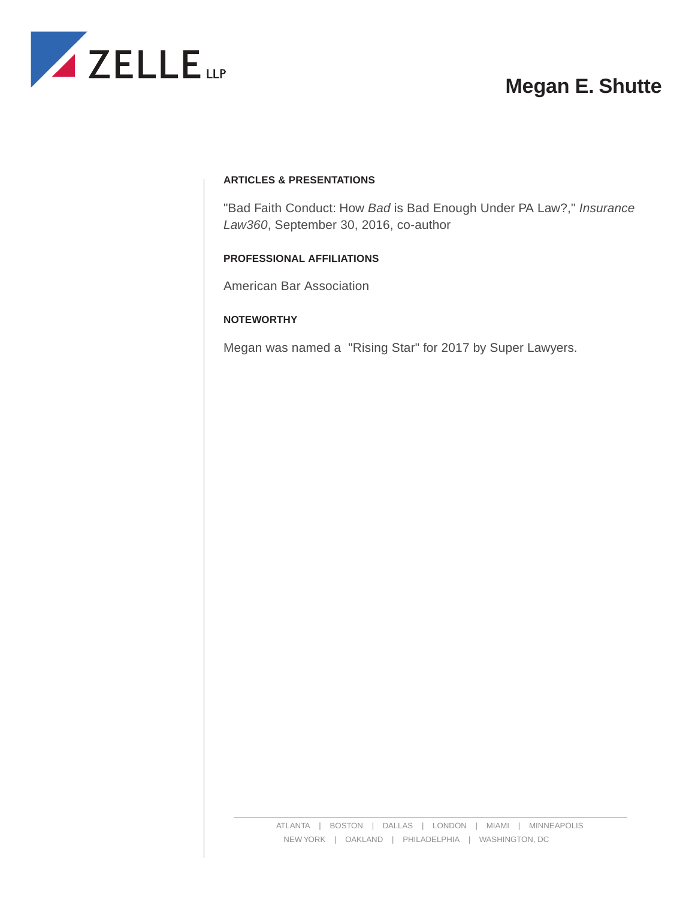# Megan E. Shutte

### ARTICLES & PRESENTATIONS

"Bad Faith Conduct: How *Bad* is Bad Enough Under PA Law?," *Insurance Law360*, September 30, 2016, co-author

### PROFESSIONAL AFFILIATIONS

American Bar Association

### NOTEWORTHY

Megan was named a "Rising Star" for 2017 by Super Lawyers.